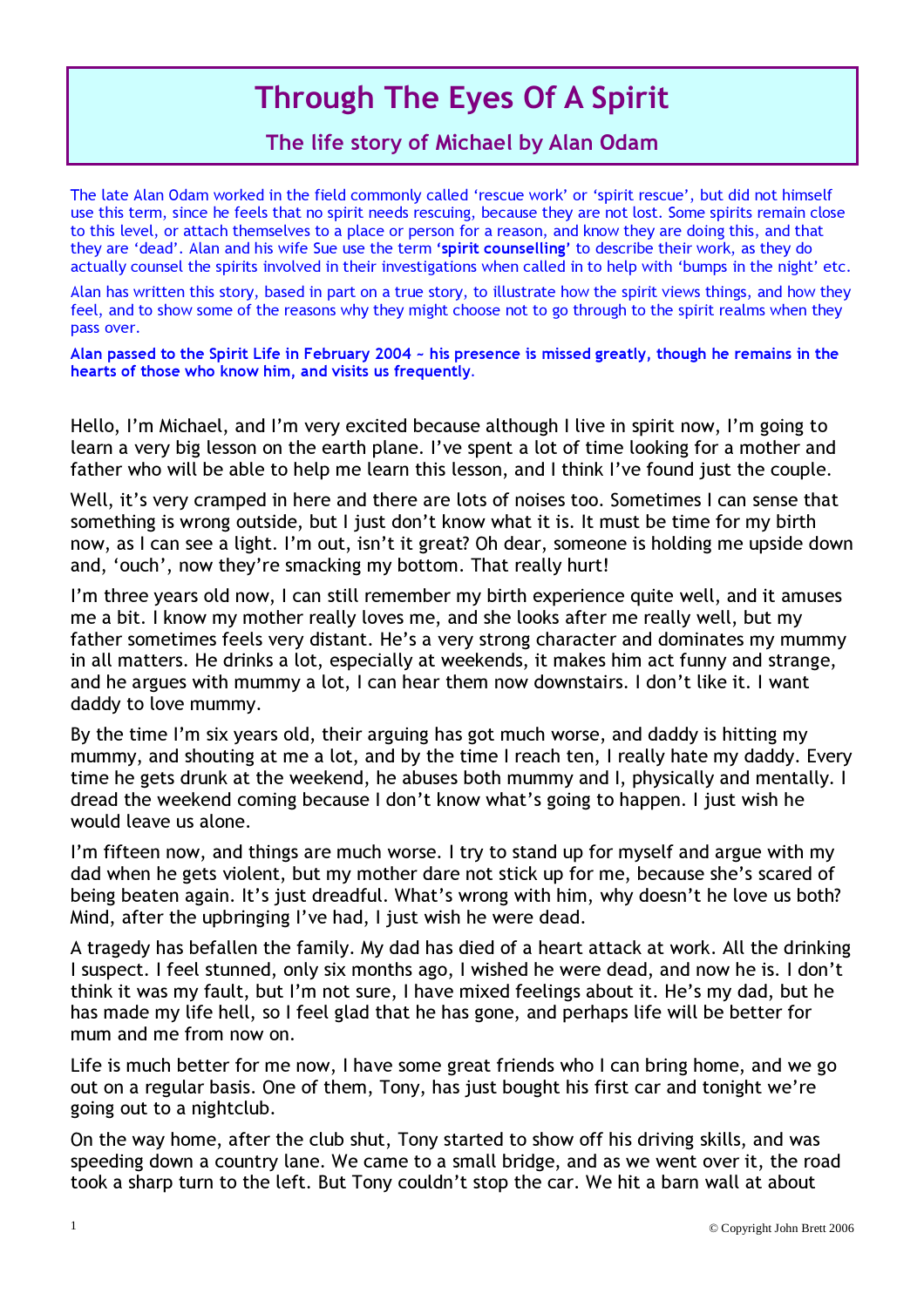# Through The Eyes Of A Spirit

## The life story of Michael by Alan Odam

The late Alan Odam worked in the field commonly called 'rescue work' or 'spirit rescue', but did not himself use this term, since he feels that no spirit needs rescuing, because they are not lost. Some spirits remain close to this level, or attach themselves to a place or person for a reason, and know they are doing this, and that they are 'dead'. Alan and his wife Sue use the term **'spirit counselling'** to describe their work, as they do actually counsel the spirits involved in their investigations when called in to help with 'bumps in the night' etc.

Alan has written this story, based in part on a true story, to illustrate how the spirit views things, and how they feel, and to show some of the reasons why they might choose not to go through to the spirit realms when they pass over.

**Alan passed to the Spirit Life in February 2004 ~ his presence is missed greatly, though he remains in the hearts of those who know him, and visits us frequently**.

Hello, I'm Michael, and I'm very excited because although I live in spirit now, I'm going to learn a very big lesson on the earth plane. I've spent a lot of time looking for a mother and father who will be able to help me learn this lesson, and I think I've found just the couple.

Well, it's very cramped in here and there are lots of noises too. Sometimes I can sense that something is wrong outside, but I just don't know what it is. It must be time for my birth now, as I can see a light. I'm out, isn't it great? Oh dear, someone is holding me upside down and, 'ouch', now they're smacking my bottom. That really hurt!

I'm three years old now, I can still remember my birth experience quite well, and it amuses me a bit. I know my mother really loves me, and she looks after me really well, but my father sometimes feels very distant. He's a very strong character and dominates my mummy in all matters. He drinks a lot, especially at weekends, it makes him act funny and strange, and he argues with mummy a lot, I can hear them now downstairs. I don't like it. I want daddy to love mummy.

By the time I'm six years old, their arguing has got much worse, and daddy is hitting my mummy, and shouting at me a lot, and by the time I reach ten, I really hate my daddy. Every time he gets drunk at the weekend, he abuses both mummy and I, physically and mentally. I dread the weekend coming because I don't know what's going to happen. I just wish he would leave us alone.

I'm fifteen now, and things are much worse. I try to stand up for myself and argue with my dad when he gets violent, but my mother dare not stick up for me, because she's scared of being beaten again. It's just dreadful. What's wrong with him, why doesn't he love us both? Mind, after the upbringing I've had, I just wish he were dead.

A tragedy has befallen the family. My dad has died of a heart attack at work. All the drinking I suspect. I feel stunned, only six months ago, I wished he were dead, and now he is. I don't think it was my fault, but I'm not sure, I have mixed feelings about it. He's my dad, but he has made my life hell, so I feel glad that he has gone, and perhaps life will be better for mum and me from now on.

Life is much better for me now, I have some great friends who I can bring home, and we go out on a regular basis. One of them, Tony, has just bought his first car and tonight we're going out to a nightclub.

On the way home, after the club shut, Tony started to show off his driving skills, and was speeding down a country lane. We came to a small bridge, and as we went over it, the road took a sharp turn to the left. But Tony couldn't stop the car. We hit a barn wall at about

© Copyright John Brett 2006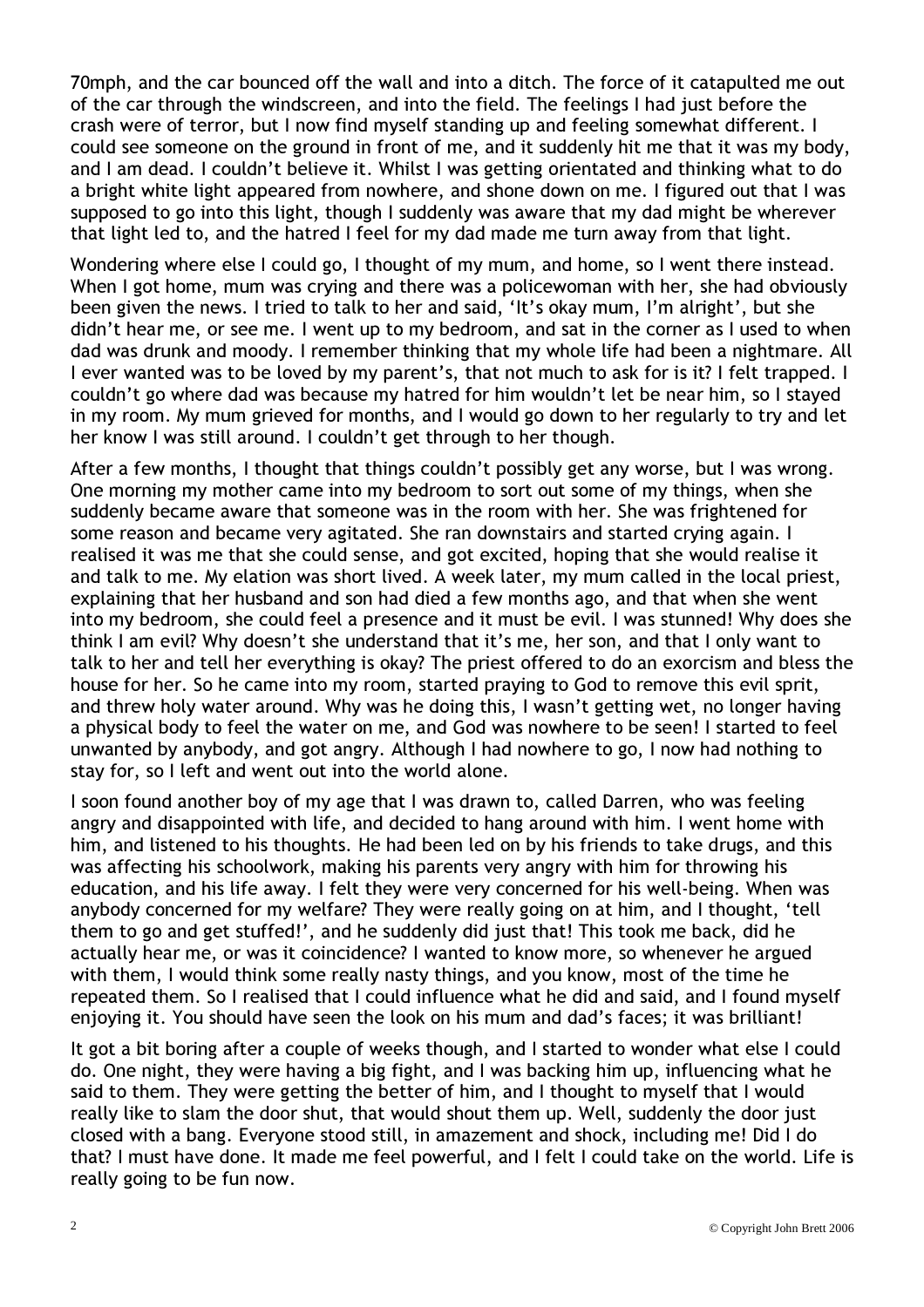70mph, and the car bounced off the wall and into a ditch. The force of it catapulted me out of the car through the windscreen, and into the field. The feelings I had just before the crash were of terror, but I now find myself standing up and feeling somewhat different. I could see someone on the ground in front of me, and it suddenly hit me that it was my body, and I am dead. I couldn't believe it. Whilst I was getting orientated and thinking what to do a bright white light appeared from nowhere, and shone down on me. I figured out that I was supposed to go into this light, though I suddenly was aware that my dad might be wherever that light led to, and the hatred I feel for my dad made me turn away from that light.

Wondering where else I could go, I thought of my mum, and home, so I went there instead. When I got home, mum was crying and there was a policewoman with her, she had obviously been given the news. I tried to talk to her and said, 'It's okay mum, I'm alright', but she didn't hear me, or see me. I went up to my bedroom, and sat in the corner as I used to when dad was drunk and moody. I remember thinking that my whole life had been a nightmare. All I ever wanted was to be loved by my parent's, that not much to ask for is it? I felt trapped. I couldn't go where dad was because my hatred for him wouldn't let be near him, so I stayed in my room. My mum grieved for months, and I would go down to her regularly to try and let her know I was still around. I couldn't get through to her though.

After a few months, I thought that things couldn't possibly get any worse, but I was wrong. One morning my mother came into my bedroom to sort out some of my things, when she suddenly became aware that someone was in the room with her. She was frightened for some reason and became very agitated. She ran downstairs and started crying again. I realised it was me that she could sense, and got excited, hoping that she would realise it and talk to me. My elation was short lived. A week later, my mum called in the local priest, explaining that her husband and son had died a few months ago, and that when she went into my bedroom, she could feel a presence and it must be evil. I was stunned! Why does she think I am evil? Why doesn't she understand that it's me, her son, and that I only want to talk to her and tell her everything is okay? The priest offered to do an exorcism and bless the house for her. So he came into my room, started praying to God to remove this evil sprit, and threw holy water around. Why was he doing this, I wasn't getting wet, no longer having a physical body to feel the water on me, and God was nowhere to be seen! I started to feel unwanted by anybody, and got angry. Although I had nowhere to go, I now had nothing to stay for, so I left and went out into the world alone.

I soon found another boy of my age that I was drawn to, called Darren, who was feeling angry and disappointed with life, and decided to hang around with him. I went home with him, and listened to his thoughts. He had been led on by his friends to take drugs, and this was affecting his schoolwork, making his parents very angry with him for throwing his education, and his life away. I felt they were very concerned for his well-being. When was anybody concerned for my welfare? They were really going on at him, and I thought, 'tell them to go and get stuffed!', and he suddenly did just that! This took me back, did he actually hear me, or was it coincidence? I wanted to know more, so whenever he argued with them, I would think some really nasty things, and you know, most of the time he repeated them. So I realised that I could influence what he did and said, and I found myself enjoying it. You should have seen the look on his mum and dad's faces; it was brilliant!

It got a bit boring after a couple of weeks though, and I started to wonder what else I could do. One night, they were having a big fight, and I was backing him up, influencing what he said to them. They were getting the better of him, and I thought to myself that I would really like to slam the door shut, that would shout them up. Well, suddenly the door just closed with a bang. Everyone stood still, in amazement and shock, including me! Did I do that? I must have done. It made me feel powerful, and I felt I could take on the world. Life is really going to be fun now.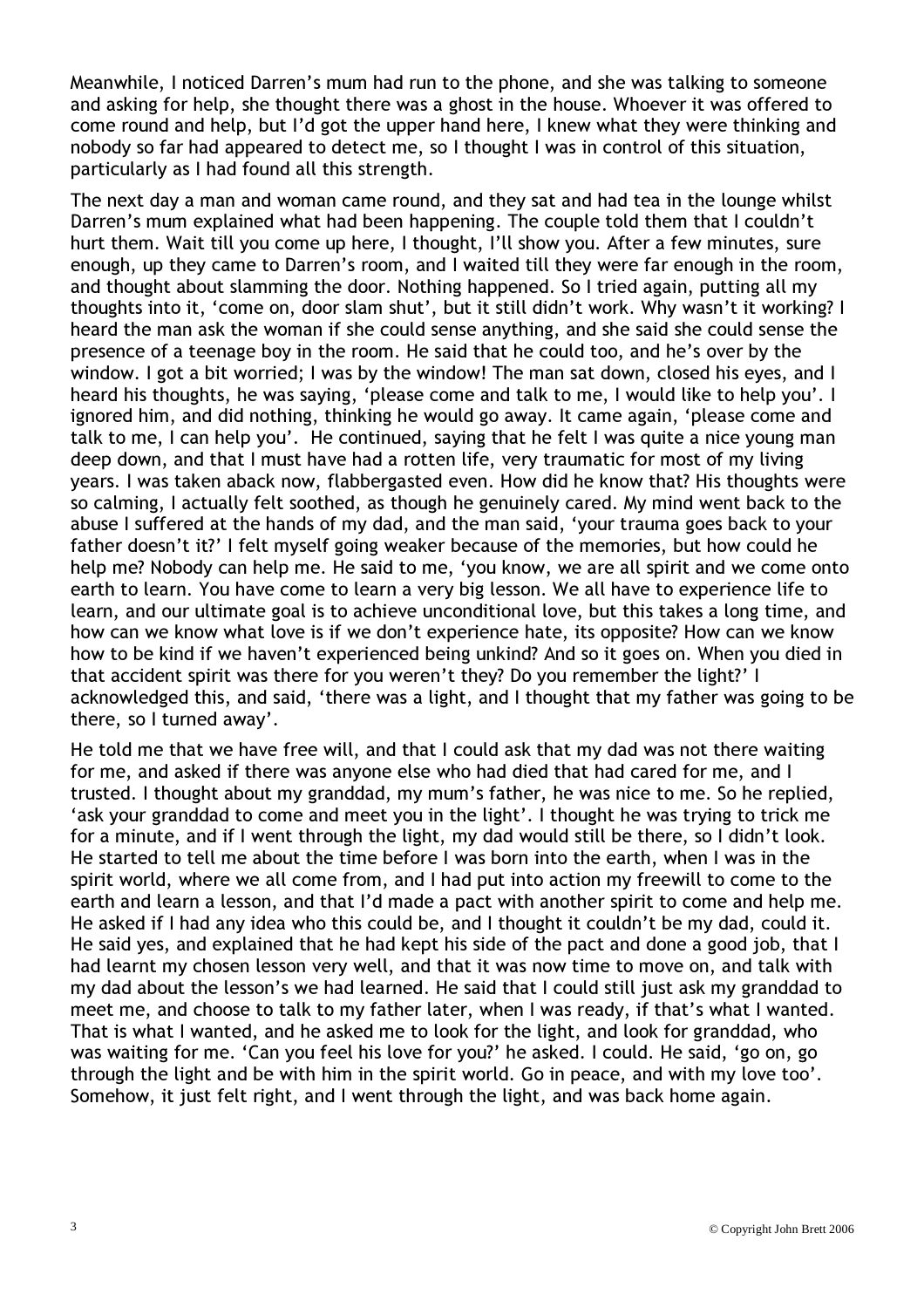Meanwhile, I noticed Darren's mum had run to the phone, and she was talking to someone and asking for help, she thought there was a ghost in the house. Whoever it was offered to come round and help, but I'd got the upper hand here, I knew what they were thinking and nobody so far had appeared to detect me, so I thought I was in control of this situation, particularly as I had found all this strength.

The next day a man and woman came round, and they sat and had tea in the lounge whilst Darren's mum explained what had been happening. The couple told them that I couldn't hurt them. Wait till you come up here, I thought, I'll show you. After a few minutes, sure enough, up they came to Darren's room, and I waited till they were far enough in the room, and thought about slamming the door. Nothing happened. So I tried again, putting all my thoughts into it, 'come on, door slam shut', but it still didn't work. Why wasn't it working? I heard the man ask the woman if she could sense anything, and she said she could sense the presence of a teenage boy in the room. He said that he could too, and he's over by the window. I got a bit worried; I was by the window! The man sat down, closed his eyes, and I heard his thoughts, he was saying, 'please come and talk to me, I would like to help you'. I ignored him, and did nothing, thinking he would go away. It came again, 'please come and talk to me, I can help you'. He continued, saying that he felt I was quite a nice young man deep down, and that I must have had a rotten life, very traumatic for most of my living years. I was taken aback now, flabbergasted even. How did he know that? His thoughts were so calming, I actually felt soothed, as though he genuinely cared. My mind went back to the abuse I suffered at the hands of my dad, and the man said, 'your trauma goes back to your father doesn't it?' I felt myself going weaker because of the memories, but how could he help me? Nobody can help me. He said to me, 'you know, we are all spirit and we come onto earth to learn. You have come to learn a very big lesson. We all have to experience life to learn, and our ultimate goal is to achieve unconditional love, but this takes a long time, and how can we know what love is if we don't experience hate, its opposite? How can we know how to be kind if we haven't experienced being unkind? And so it goes on. When you died in that accident spirit was there for you weren't they? Do you remember the light?' I acknowledged this, and said, 'there was a light, and I thought that my father was going to be there, so I turned away'.

He told me that we have free will, and that I could ask that my dad was not there waiting for me, and asked if there was anyone else who had died that had cared for me, and I trusted. I thought about my granddad, my mum's father, he was nice to me. So he replied, 'ask your granddad to come and meet you in the light'. I thought he was trying to trick me for a minute, and if I went through the light, my dad would still be there, so I didn't look. He started to tell me about the time before I was born into the earth, when I was in the spirit world, where we all come from, and I had put into action my freewill to come to the earth and learn a lesson, and that I'd made a pact with another spirit to come and help me. He asked if I had any idea who this could be, and I thought it couldn't be my dad, could it. He said yes, and explained that he had kept his side of the pact and done a good job, that I had learnt my chosen lesson very well, and that it was now time to move on, and talk with my dad about the lesson's we had learned. He said that I could still just ask my granddad to meet me, and choose to talk to my father later, when I was ready, if that's what I wanted. That is what I wanted, and he asked me to look for the light, and look for granddad, who was waiting for me. 'Can you feel his love for you?' he asked. I could. He said, 'go on, go through the light and be with him in the spirit world. Go in peace, and with my love too'. Somehow, it just felt right, and I went through the light, and was back home again.

© Copyright John Brett 2006